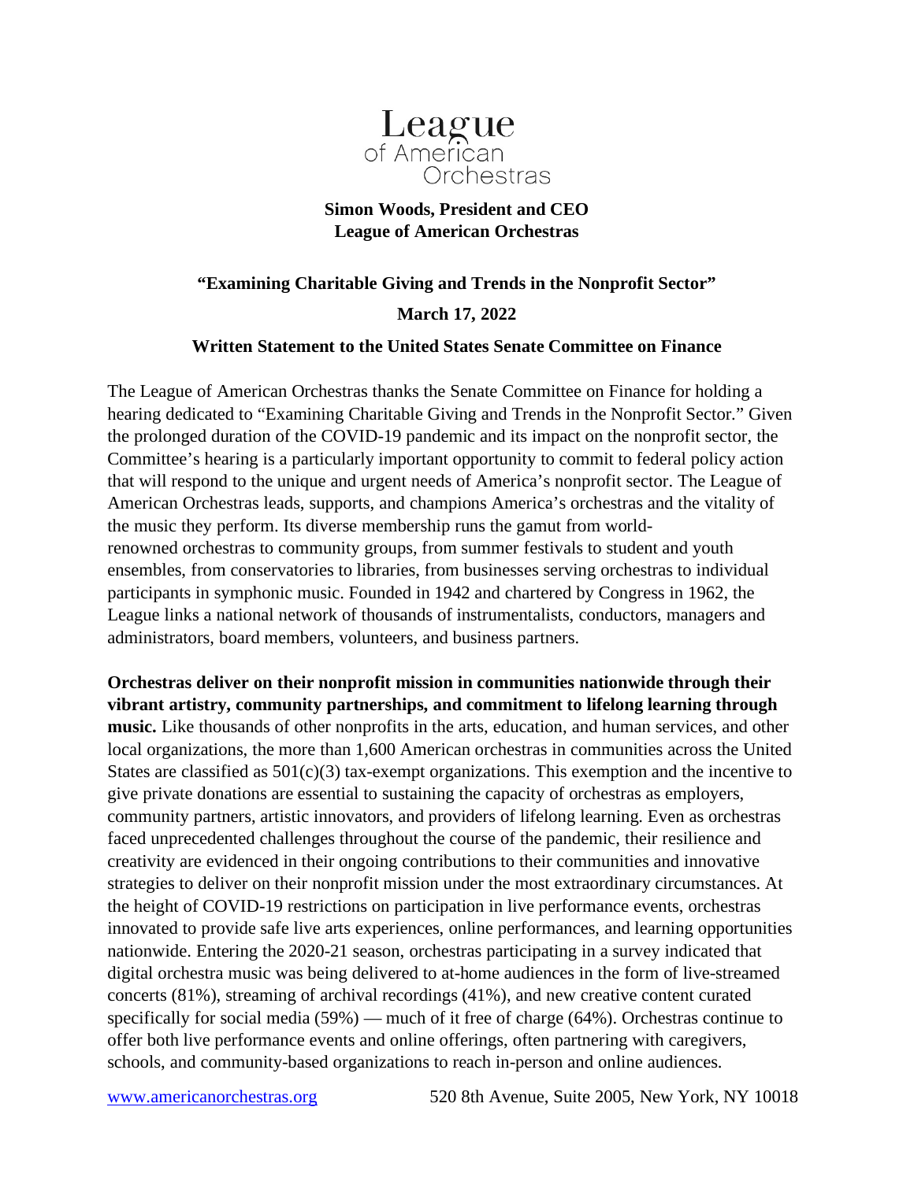League of American Orchestras

**Simon Woods, President and CEO**
**League of American Orchestras**

**"Examining Charitable Giving and Trends in the Nonprofit Sector"**

**March 17, 2022**

**Written Statement to the United States Senate Committee on Finance**

The League of American Orchestras thanks the Senate Committee on Finance for holding a hearing dedicated to "Examining Charitable Giving and Trends in the Nonprofit Sector." Given the prolonged duration of the COVID-19 pandemic and its impact on the nonprofit sector, the Committee's hearing is a particularly important opportunity to commit to federal policy action that will respond to the unique and urgent needs of America's nonprofit sector. The League of American Orchestras leads, supports, and champions America's orchestras and the vitality of the music they perform. Its diverse membership runs the gamut from world-renowned orchestras to community groups, from summer festivals to student and youth ensembles, from conservatories to libraries, from businesses serving orchestras to individual participants in symphonic music. Founded in 1942 and chartered by Congress in 1962, the League links a national network of thousands of instrumentalists, conductors, managers and administrators, board members, volunteers, and business partners.

**Orchestras deliver on their nonprofit mission in communities nationwide through their vibrant artistry, community partnerships, and commitment to lifelong learning through music.** Like thousands of other nonprofits in the arts, education, and human services, and other local organizations, the more than 1,600 American orchestras in communities across the United States are classified as 501(c)(3) tax-exempt organizations. This exemption and the incentive to give private donations are essential to sustaining the capacity of orchestras as employers, community partners, artistic innovators, and providers of lifelong learning. Even as orchestras faced unprecedented challenges throughout the course of the pandemic, their resilience and creativity are evidenced in their ongoing contributions to their communities and innovative strategies to deliver on their nonprofit mission under the most extraordinary circumstances. At the height of COVID-19 restrictions on participation in live performance events, orchestras innovated to provide safe live arts experiences, online performances, and learning opportunities nationwide. Entering the 2020-21 season, orchestras participating in a survey indicated that digital orchestra music was being delivered to at-home audiences in the form of live-streamed concerts (81%), streaming of archival recordings (41%), and new creative content curated specifically for social media (59%) — much of it free of charge (64%). Orchestras continue to offer both live performance events and online offerings, often partnering with caregivers, schools, and community-based organizations to reach in-person and online audiences.

www.americanorchestras.org 520 8th Avenue, Suite 2005, New York, NY 10018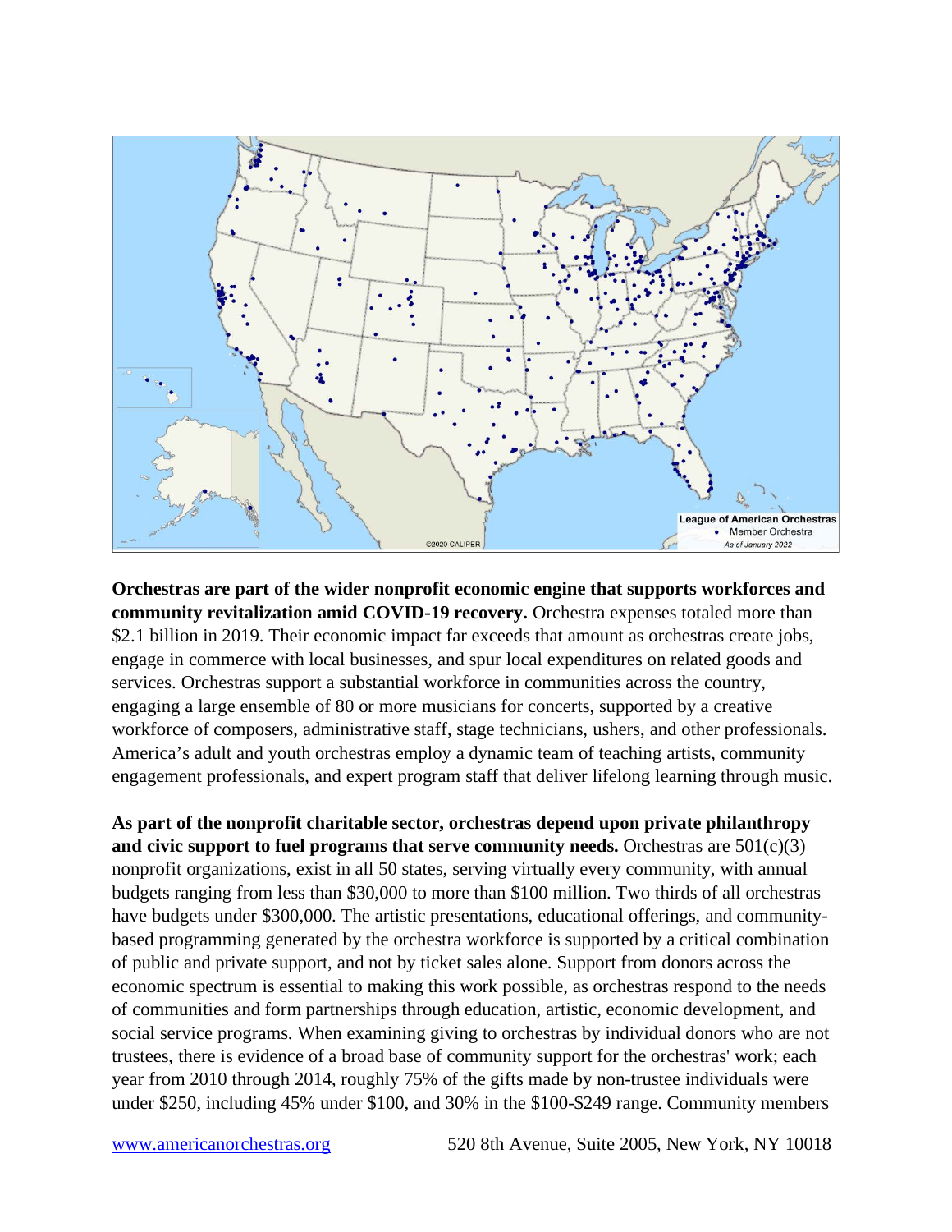**Orchestras are part of the wider nonprofit economic engine that supports workforces and community revitalization amid COVID-19 recovery.** Orchestra expenses totaled more than $2.1 billion in 2019. Their economic impact far exceeds that amount as orchestras create jobs, engage in commerce with local businesses, and spur local expenditures on related goods and services. Orchestras support a substantial workforce in communities across the country, engaging a large ensemble of 80 or more musicians for concerts, supported by a creative workforce of composers, administrative staff, stage technicians, ushers, and other professionals. America's adult and youth orchestras employ a dynamic team of teaching artists, community engagement professionals, and expert program staff that deliver lifelong learning through music.

**As part of the nonprofit charitable sector, orchestras depend upon private philanthropy and civic support to fuel programs that serve community needs.** Orchestras are 501(c)(3) nonprofit organizations, exist in all 50 states, serving virtually every community, with annual budgets ranging from less than $30,000 to more than $100 million. Two thirds of all orchestras have budgets under $300,000. The artistic presentations, educational offerings, and community-based programming generated by the orchestra workforce is supported by a critical combination of public and private support, and not by ticket sales alone. Support from donors across the economic spectrum is essential to making this work possible, as orchestras respond to the needs of communities and form partnerships through education, artistic, economic development, and social service programs. When examining giving to orchestras by individual donors who are not trustees, there is evidence of a broad base of community support for the orchestras' work; each year from 2010 through 2014, roughly 75% of the gifts made by non-trustee individuals were under $250, including 45% under $100, and 30% in the $100-$249 range. Community members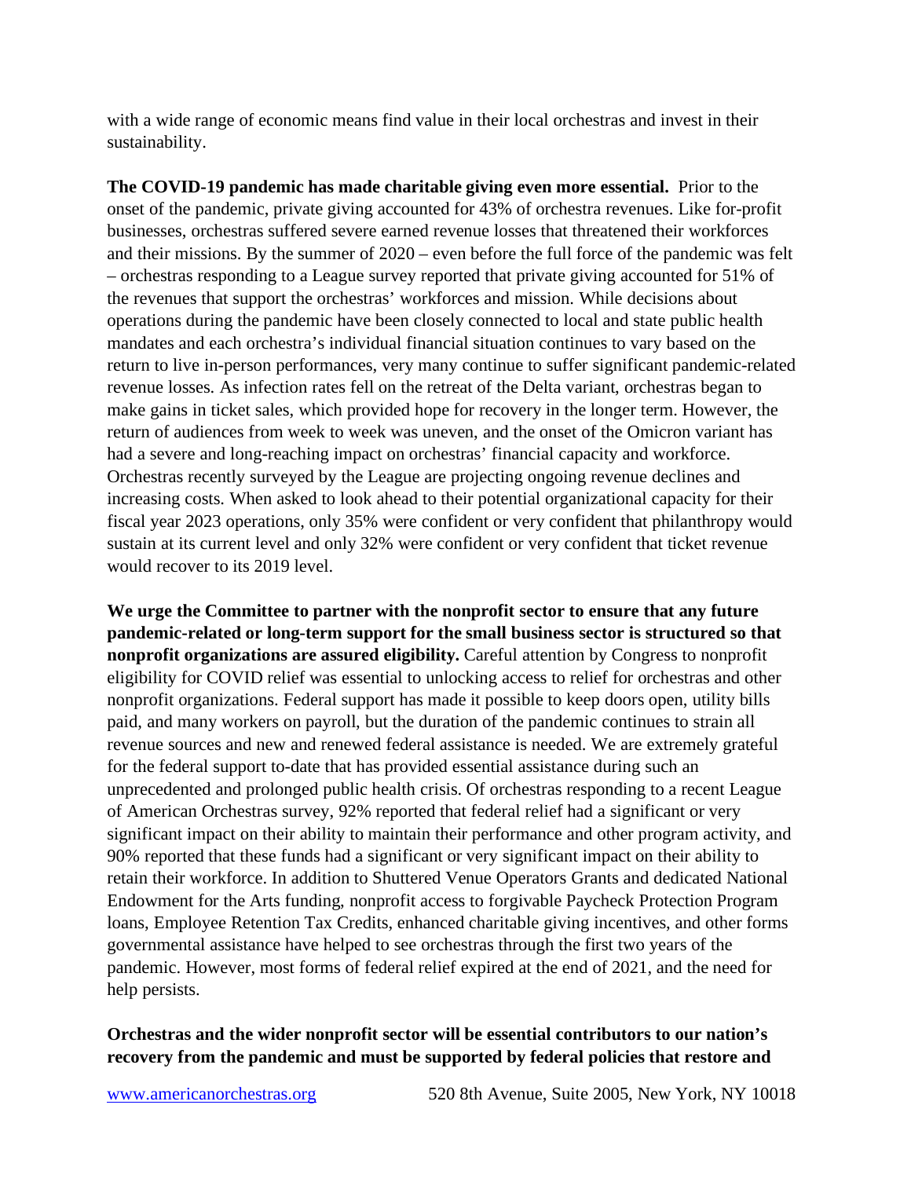with a wide range of economic means find value in their local orchestras and invest in their sustainability.

**The COVID-19 pandemic has made charitable giving even more essential.** Prior to the onset of the pandemic, private giving accounted for 43% of orchestra revenues. Like for-profit businesses, orchestras suffered severe earned revenue losses that threatened their workforces and their missions. By the summer of 2020 – even before the full force of the pandemic was felt – orchestras responding to a League survey reported that private giving accounted for 51% of the revenues that support the orchestras' workforces and mission. While decisions about operations during the pandemic have been closely connected to local and state public health mandates and each orchestra's individual financial situation continues to vary based on the return to live in-person performances, very many continue to suffer significant pandemic-related revenue losses. As infection rates fell on the retreat of the Delta variant, orchestras began to make gains in ticket sales, which provided hope for recovery in the longer term. However, the return of audiences from week to week was uneven, and the onset of the Omicron variant has had a severe and long-reaching impact on orchestras' financial capacity and workforce. Orchestras recently surveyed by the League are projecting ongoing revenue declines and increasing costs. When asked to look ahead to their potential organizational capacity for their fiscal year 2023 operations, only 35% were confident or very confident that philanthropy would sustain at its current level and only 32% were confident or very confident that ticket revenue would recover to its 2019 level.

**We urge the Committee to partner with the nonprofit sector to ensure that any future pandemic-related or long-term support for the small business sector is structured so that nonprofit organizations are assured eligibility.** Careful attention by Congress to nonprofit eligibility for COVID relief was essential to unlocking access to relief for orchestras and other nonprofit organizations. Federal support has made it possible to keep doors open, utility bills paid, and many workers on payroll, but the duration of the pandemic continues to strain all revenue sources and new and renewed federal assistance is needed. We are extremely grateful for the federal support to-date that has provided essential assistance during such an unprecedented and prolonged public health crisis. Of orchestras responding to a recent League of American Orchestras survey, 92% reported that federal relief had a significant or very significant impact on their ability to maintain their performance and other program activity, and 90% reported that these funds had a significant or very significant impact on their ability to retain their workforce. In addition to Shuttered Venue Operators Grants and dedicated National Endowment for the Arts funding, nonprofit access to forgivable Paycheck Protection Program loans, Employee Retention Tax Credits, enhanced charitable giving incentives, and other forms governmental assistance have helped to see orchestras through the first two years of the pandemic. However, most forms of federal relief expired at the end of 2021, and the need for help persists.

**Orchestras and the wider nonprofit sector will be essential contributors to our nation's recovery from the pandemic and must be supported by federal policies that restore and**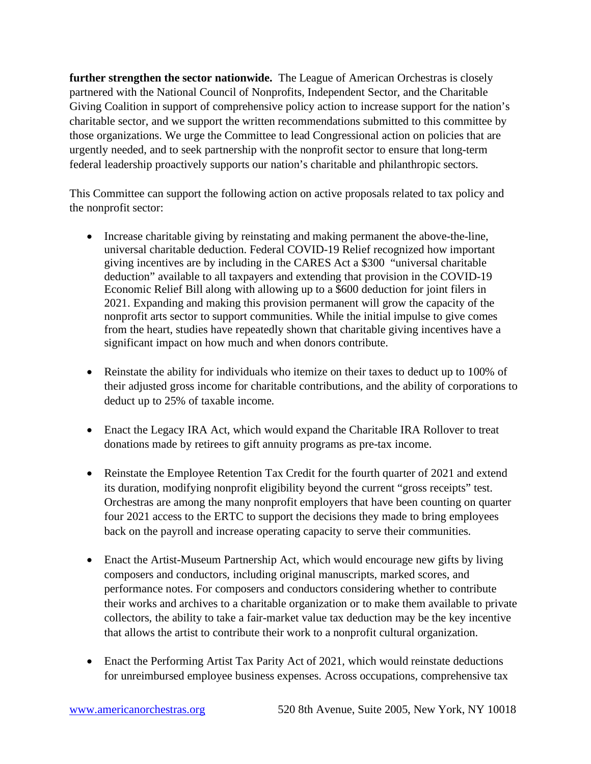**further strengthen the sector nationwide.** The League of American Orchestras is closely partnered with the National Council of Nonprofits, Independent Sector, and the Charitable Giving Coalition in support of comprehensive policy action to increase support for the nation's charitable sector, and we support the written recommendations submitted to this committee by those organizations. We urge the Committee to lead Congressional action on policies that are urgently needed, and to seek partnership with the nonprofit sector to ensure that long-term federal leadership proactively supports our nation's charitable and philanthropic sectors.

This Committee can support the following action on active proposals related to tax policy and the nonprofit sector:

- Increase charitable giving by reinstating and making permanent the above-the-line, universal charitable deduction. Federal COVID-19 Relief recognized how important giving incentives are by including in the CARES Act a $300 "universal charitable deduction" available to all taxpayers and extending that provision in the COVID-19 Economic Relief Bill along with allowing up to a $600 deduction for joint filers in 2021. Expanding and making this provision permanent will grow the capacity of the nonprofit arts sector to support communities. While the initial impulse to give comes from the heart, studies have repeatedly shown that charitable giving incentives have a significant impact on how much and when donors contribute.

- Reinstate the ability for individuals who itemize on their taxes to deduct up to 100% of their adjusted gross income for charitable contributions, and the ability of corporations to deduct up to 25% of taxable income.

- Enact the Legacy IRA Act, which would expand the Charitable IRA Rollover to treat donations made by retirees to gift annuity programs as pre-tax income.

- Reinstate the Employee Retention Tax Credit for the fourth quarter of 2021 and extend its duration, modifying nonprofit eligibility beyond the current "gross receipts" test. Orchestras are among the many nonprofit employers that have been counting on quarter four 2021 access to the ERTC to support the decisions they made to bring employees back on the payroll and increase operating capacity to serve their communities.

- Enact the Artist-Museum Partnership Act, which would encourage new gifts by living composers and conductors, including original manuscripts, marked scores, and performance notes. For composers and conductors considering whether to contribute their works and archives to a charitable organization or to make them available to private collectors, the ability to take a fair-market value tax deduction may be the key incentive that allows the artist to contribute their work to a nonprofit cultural organization.

- Enact the Performing Artist Tax Parity Act of 2021, which would reinstate deductions for unreimbursed employee business expenses. Across occupations, comprehensive tax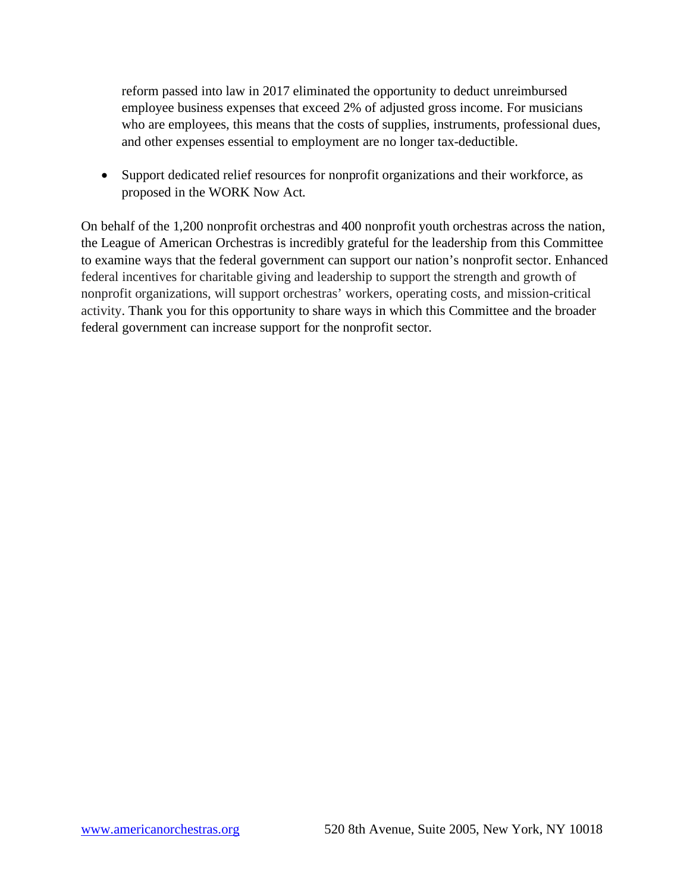reform passed into law in 2017 eliminated the opportunity to deduct unreimbursed employee business expenses that exceed 2% of adjusted gross income. For musicians who are employees, this means that the costs of supplies, instruments, professional dues, and other expenses essential to employment are no longer tax-deductible.

- Support dedicated relief resources for nonprofit organizations and their workforce, as proposed in the WORK Now Act.

On behalf of the 1,200 nonprofit orchestras and 400 nonprofit youth orchestras across the nation, the League of American Orchestras is incredibly grateful for the leadership from this Committee to examine ways that the federal government can support our nation's nonprofit sector. Enhanced federal incentives for charitable giving and leadership to support the strength and growth of nonprofit organizations, will support orchestras' workers, operating costs, and mission-critical activity. Thank you for this opportunity to share ways in which this Committee and the broader federal government can increase support for the nonprofit sector.